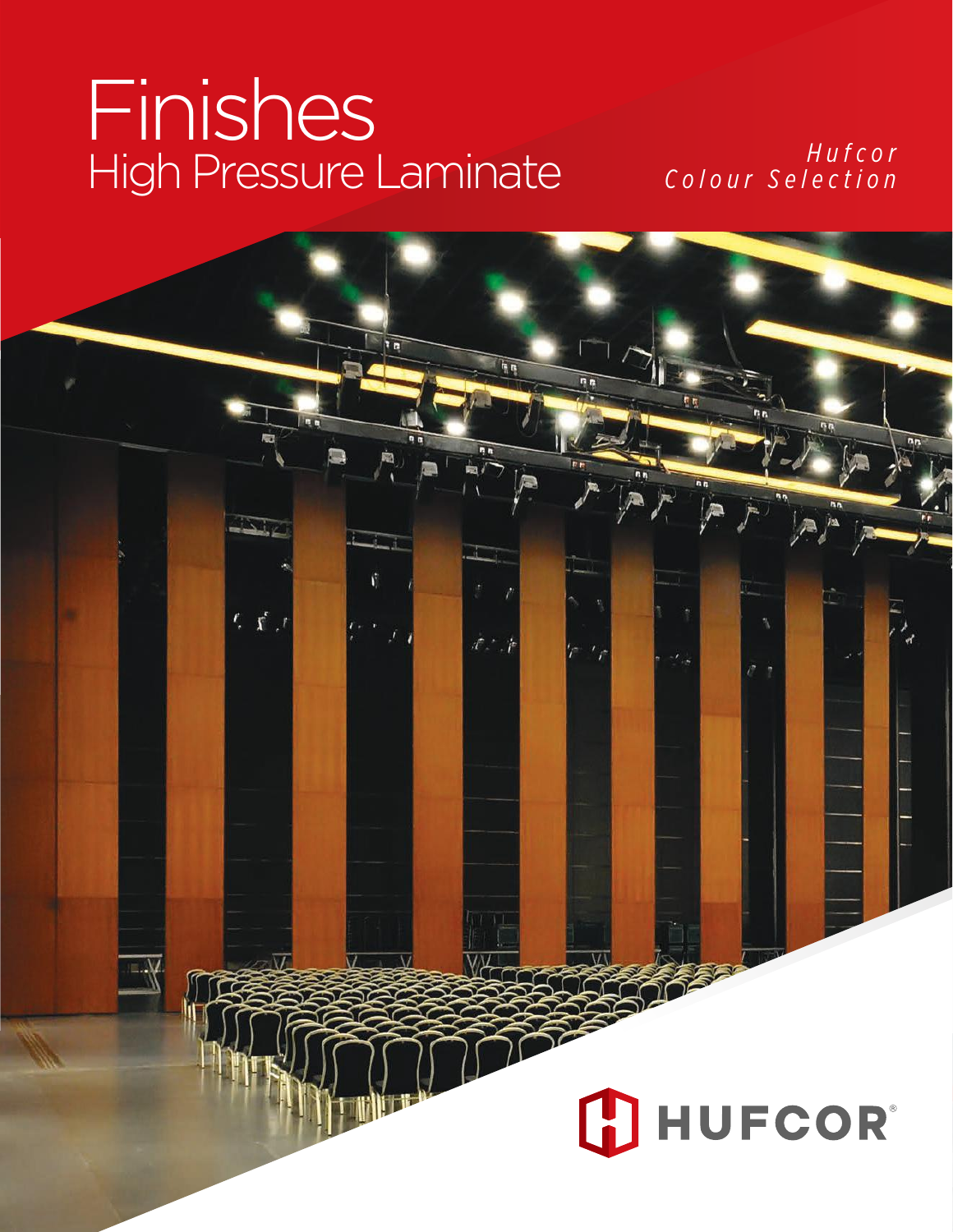# Finishes
## High Pressure Laminate

*Hufcor Colour Selection*

HUFCOR®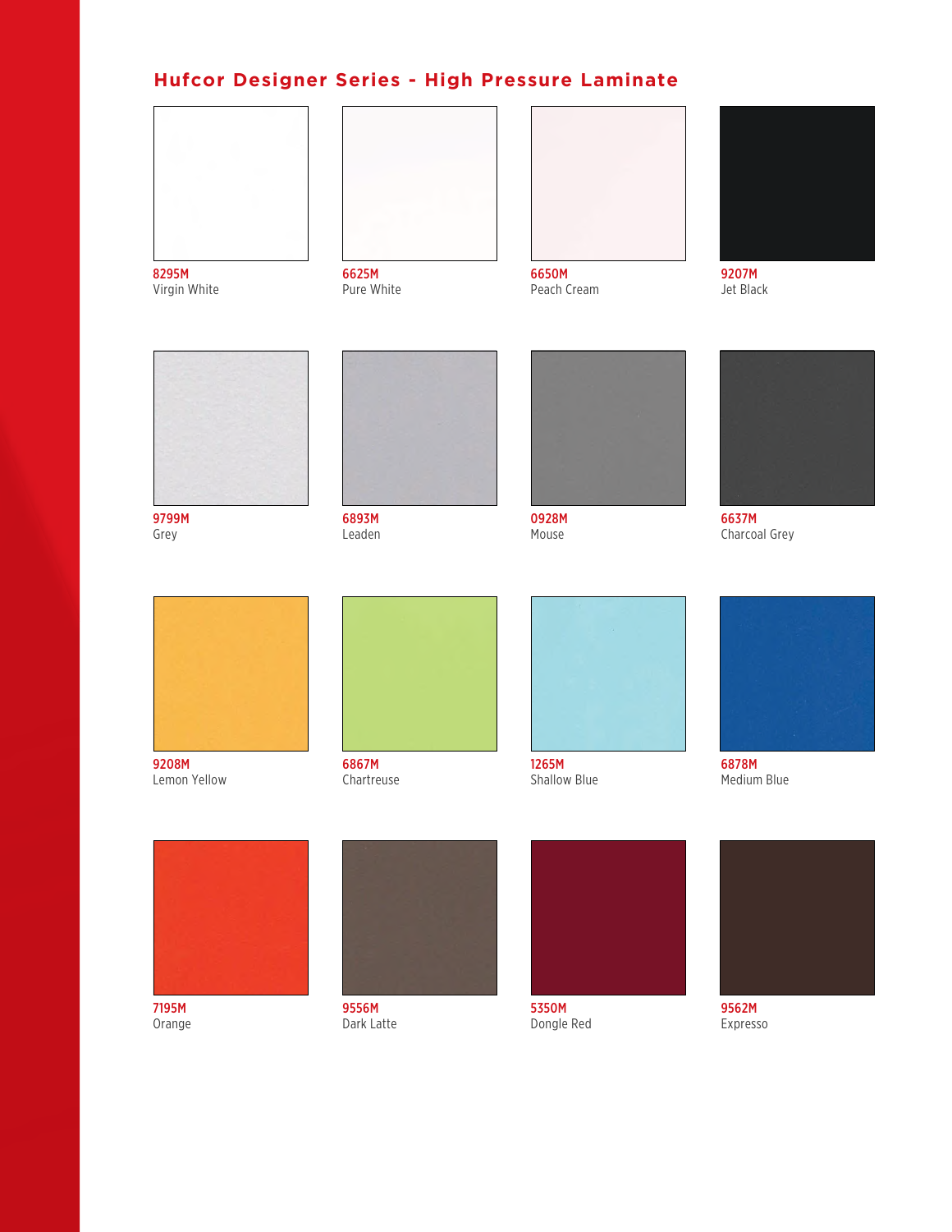## Hufcor Designer Series - High Pressure Laminate

8295M
Virgin White

6625M
Pure White

6650M
Peach Cream

9207M
Jet Black

9799M
Grey

6893M
Leaden

0928M
Mouse

6637M
Charcoal Grey

9208M
Lemon Yellow

6867M
Chartreuse

1265M
Shallow Blue

6878M
Medium Blue

7195M
Orange

9556M
Dark Latte

5350M
Dongle Red

9562M
Expresso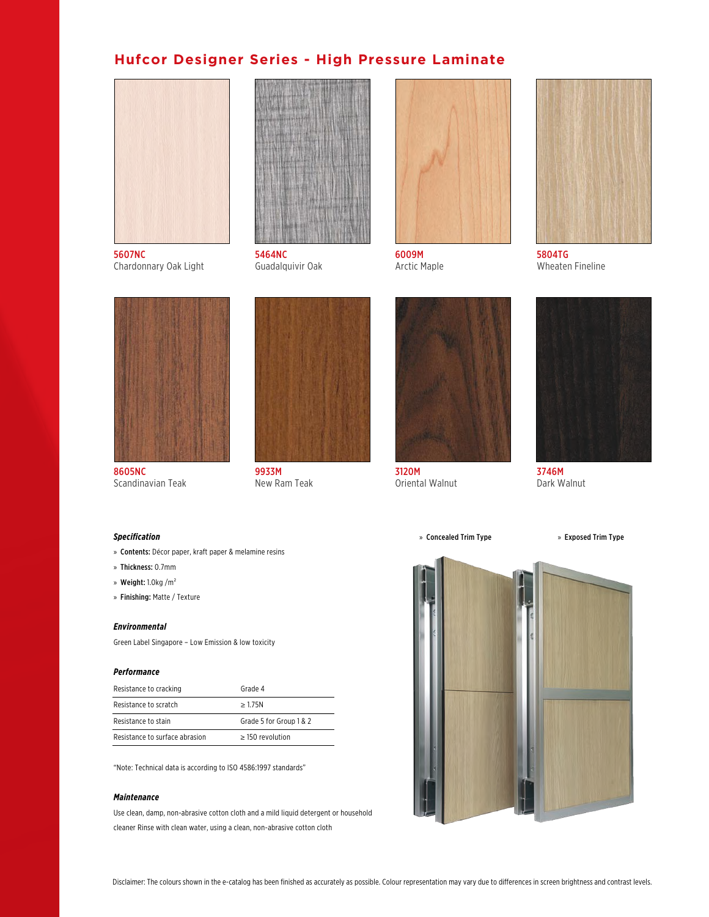# Hufcor Designer Series - High Pressure Laminate

**5607NC**
Chardonnay Oak Light

**5464NC**
Guadalquivir Oak

**6009M**
Arctic Maple

**5804TG**
Wheaten Fineline

**8605NC**
Scandinavian Teak

**9933M**
New Ram Teak

**3120M**
Oriental Walnut

**3746M**
Dark Walnut

### *Specification*

- **Contents:** Décor paper, kraft paper & melamine resins
- **Thickness:** 0.7mm
- **Weight:** 1.0kg /m²
- **Finishing:** Matte / Texture

### *Environmental*

Green Label Singapore – Low Emission & low toxicity

### *Performance*

| | |
|---|---|
| Resistance to cracking | Grade 4 |
| Resistance to scratch | ≥ 1.75N |
| Resistance to stain | Grade 5 for Group 1 & 2 |
| Resistance to surface abrasion | ≥ 150 revolution |

"Note: Technical data is according to ISO 4586:1997 standards"

### *Maintenance*

Use clean, damp, non-abrasive cotton cloth and a mild liquid detergent or household cleaner Rinse with clean water, using a clean, non-abrasive cotton cloth

» **Concealed Trim Type**

» **Exposed Trim Type**

Disclaimer: The colours shown in the e-catalog has been finished as accurately as possible. Colour representation may vary due to differences in screen brightness and contrast levels.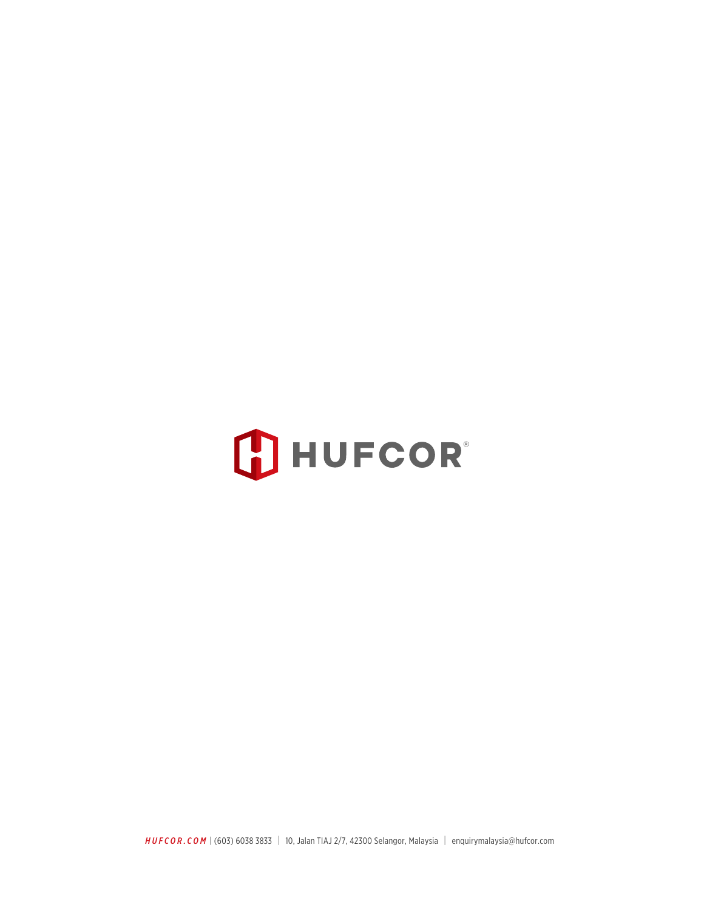HUFCOR®

HUFCOR.COM | (603) 6038 3833 | 10, Jalan TIAJ 2/7, 42300 Selangor, Malaysia | enquirymalaysia@hufcor.com